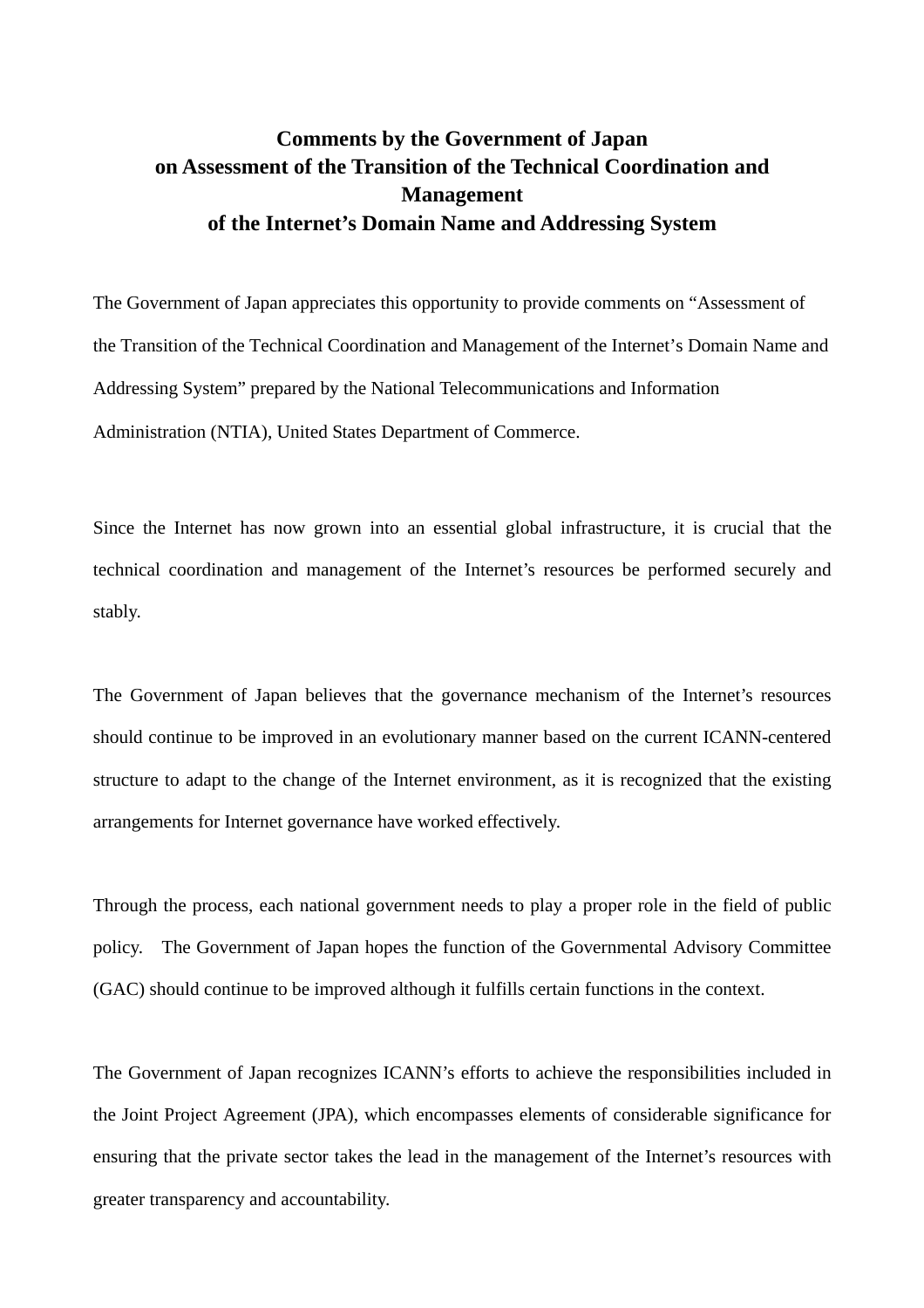# Comments by the Government of Japan on Assessment of the Transition of the Technical Coordination and Management of the Internet's Domain Name and Addressing System

The Government of Japan appreciates this opportunity to provide comments on "Assessment of the Transition of the Technical Coordination and Management of the Internet's Domain Name and Addressing System" prepared by the National Telecommunications and Information Administration (NTIA), United States Department of Commerce.

Since the Internet has now grown into an essential global infrastructure, it is crucial that the technical coordination and management of the Internet's resources be performed securely and stably.

The Government of Japan believes that the governance mechanism of the Internet's resources should continue to be improved in an evolutionary manner based on the current ICANN-centered structure to adapt to the change of the Internet environment, as it is recognized that the existing arrangements for Internet governance have worked effectively.

Through the process, each national government needs to play a proper role in the field of public policy. The Government of Japan hopes the function of the Governmental Advisory Committee (GAC) should continue to be improved although it fulfills certain functions in the context.

The Government of Japan recognizes ICANN's efforts to achieve the responsibilities included in the Joint Project Agreement (JPA), which encompasses elements of considerable significance for ensuring that the private sector takes the lead in the management of the Internet's resources with greater transparency and accountability.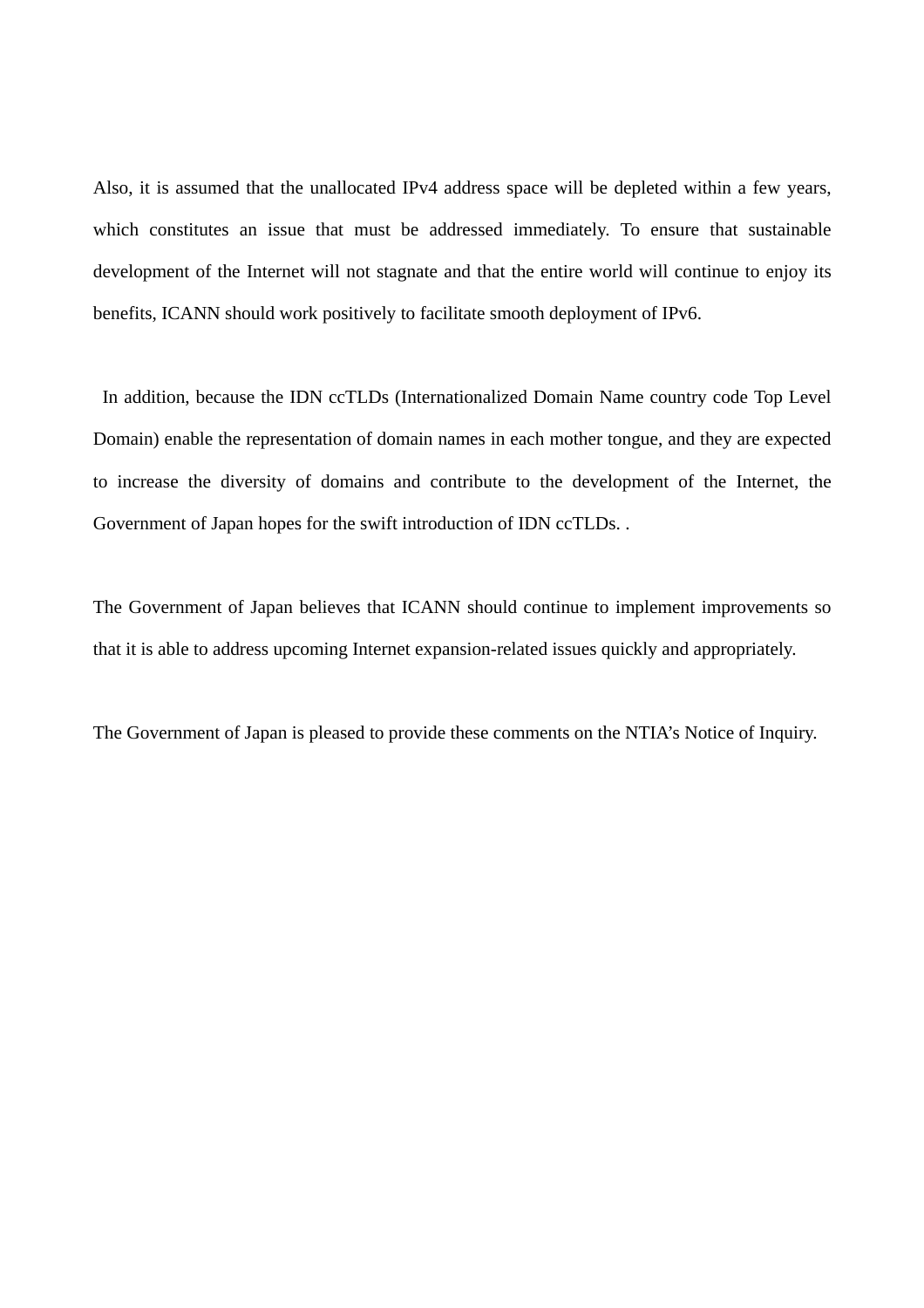Also, it is assumed that the unallocated IPv4 address space will be depleted within a few years, which constitutes an issue that must be addressed immediately. To ensure that sustainable development of the Internet will not stagnate and that the entire world will continue to enjoy its benefits, ICANN should work positively to facilitate smooth deployment of IPv6.

In addition, because the IDN ccTLDs (Internationalized Domain Name country code Top Level Domain) enable the representation of domain names in each mother tongue, and they are expected to increase the diversity of domains and contribute to the development of the Internet, the Government of Japan hopes for the swift introduction of IDN ccTLDs. .

The Government of Japan believes that ICANN should continue to implement improvements so that it is able to address upcoming Internet expansion-related issues quickly and appropriately.

The Government of Japan is pleased to provide these comments on the NTIA's Notice of Inquiry.